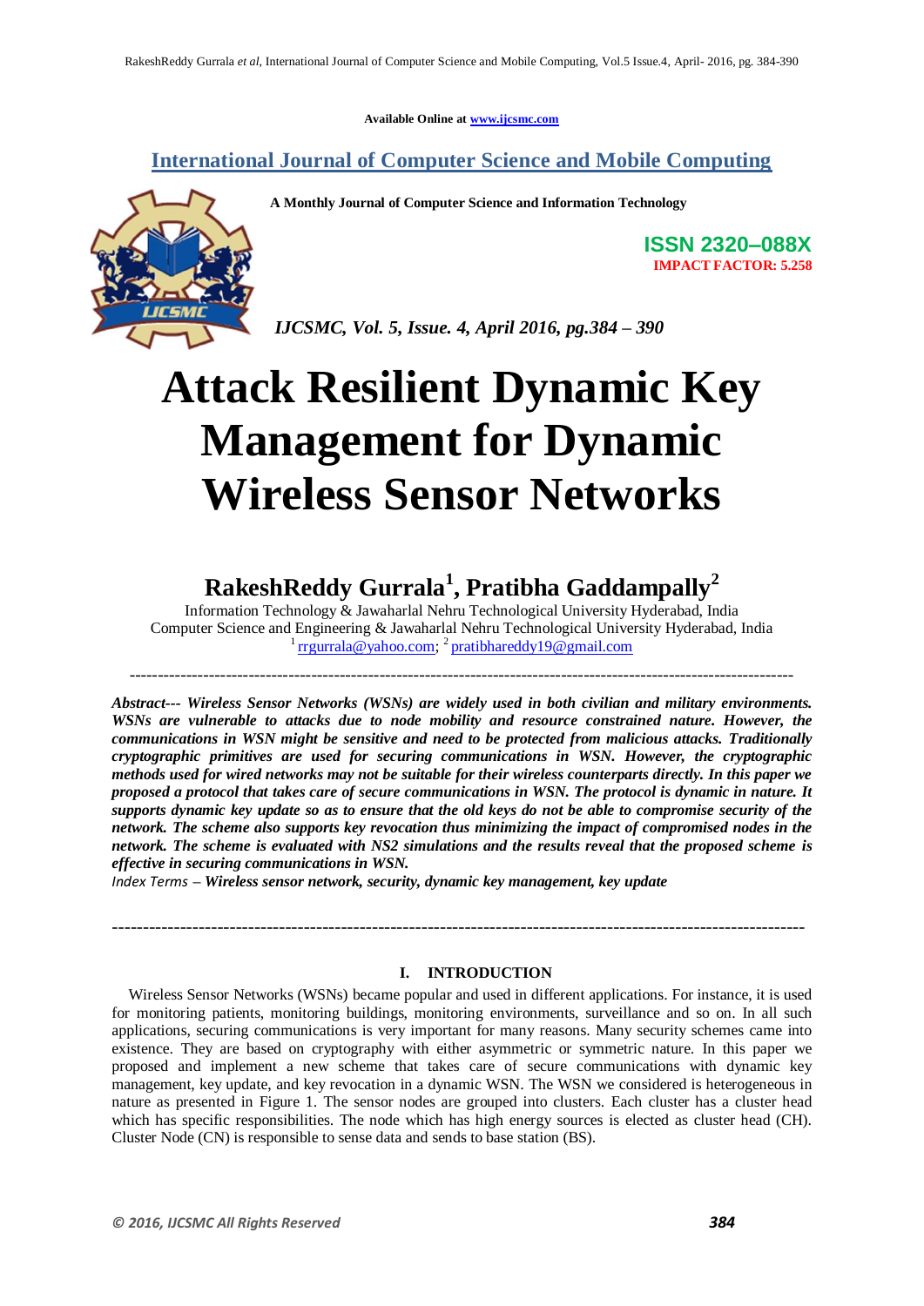Available Online at www.ijcsmc.com

**International Journal of Computer Science and Mobile Computing**

**A Monthly Journal of Computer Science and Information Technology**

**ISSN 2320–088X**
**IMPACT FACTOR: 5.258**

*IJCSMC, Vol. 5, Issue. 4, April 2016, pg.384 – 390*

# Attack Resilient Dynamic Key Management for Dynamic Wireless Sensor Networks

**RakeshReddy Gurrala[1], Pratibha Gaddampally[2]**

Information Technology & Jawaharlal Nehru Technological University Hyderabad, India
Computer Science and Engineering & Jawaharlal Nehru Technological University Hyderabad, India
[1] rrgurrala@yahoo.com; [2] pratibhareddy19@gmail.com

---

***Abstract--- Wireless Sensor Networks (WSNs) are widely used in both civilian and military environments. WSNs are vulnerable to attacks due to node mobility and resource constrained nature. However, the communications in WSN might be sensitive and need to be protected from malicious attacks. Traditionally cryptographic primitives are used for securing communications in WSN. However, the cryptographic methods used for wired networks may not be suitable for their wireless counterparts directly. In this paper we proposed a protocol that takes care of secure communications in WSN. The protocol is dynamic in nature. It supports dynamic key update so as to ensure that the old keys do not be able to compromise security of the network. The scheme also supports key revocation thus minimizing the impact of compromised nodes in the network. The scheme is evaluated with NS2 simulations and the results reveal that the proposed scheme is effective in securing communications in WSN.***

*Index Terms –* ***Wireless sensor network, security, dynamic key management, key update***

---

## I. INTRODUCTION

Wireless Sensor Networks (WSNs) became popular and used in different applications. For instance, it is used for monitoring patients, monitoring buildings, monitoring environments, surveillance and so on. In all such applications, securing communications is very important for many reasons. Many security schemes came into existence. They are based on cryptography with either asymmetric or symmetric nature. In this paper we proposed and implement a new scheme that takes care of secure communications with dynamic key management, key update, and key revocation in a dynamic WSN. The WSN we considered is heterogeneous in nature as presented in Figure 1. The sensor nodes are grouped into clusters. Each cluster has a cluster head which has specific responsibilities. The node which has high energy sources is elected as cluster head (CH). Cluster Node (CN) is responsible to sense data and sends to base station (BS).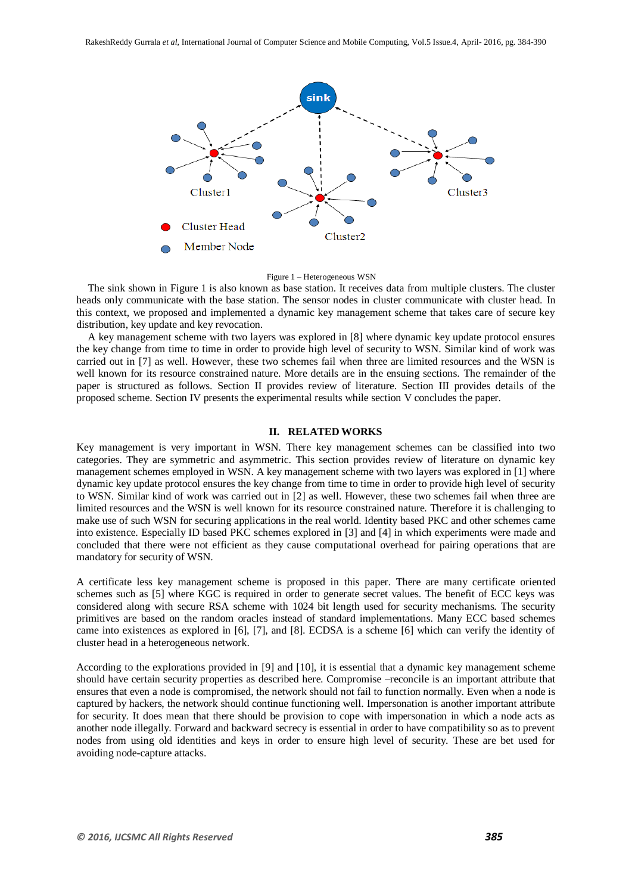Figure 1 – Heterogeneous WSN

The sink shown in Figure 1 is also known as base station. It receives data from multiple clusters. The cluster heads only communicate with the base station. The sensor nodes in cluster communicate with cluster head. In this context, we proposed and implemented a dynamic key management scheme that takes care of secure key distribution, key update and key revocation.

A key management scheme with two layers was explored in [8] where dynamic key update protocol ensures the key change from time to time in order to provide high level of security to WSN. Similar kind of work was carried out in [7] as well. However, these two schemes fail when three are limited resources and the WSN is well known for its resource constrained nature. More details are in the ensuing sections. The remainder of the paper is structured as follows. Section II provides review of literature. Section III provides details of the proposed scheme. Section IV presents the experimental results while section V concludes the paper.

## II. RELATED WORKS

Key management is very important in WSN. There key management schemes can be classified into two categories. They are symmetric and asymmetric. This section provides review of literature on dynamic key management schemes employed in WSN. A key management scheme with two layers was explored in [1] where dynamic key update protocol ensures the key change from time to time in order to provide high level of security to WSN. Similar kind of work was carried out in [2] as well. However, these two schemes fail when three are limited resources and the WSN is well known for its resource constrained nature. Therefore it is challenging to make use of such WSN for securing applications in the real world. Identity based PKC and other schemes came into existence. Especially ID based PKC schemes explored in [3] and [4] in which experiments were made and concluded that there were not efficient as they cause computational overhead for pairing operations that are mandatory for security of WSN.

A certificate less key management scheme is proposed in this paper. There are many certificate oriented schemes such as [5] where KGC is required in order to generate secret values. The benefit of ECC keys was considered along with secure RSA scheme with 1024 bit length used for security mechanisms. The security primitives are based on the random oracles instead of standard implementations. Many ECC based schemes came into existences as explored in [6], [7], and [8]. ECDSA is a scheme [6] which can verify the identity of cluster head in a heterogeneous network.

According to the explorations provided in [9] and [10], it is essential that a dynamic key management scheme should have certain security properties as described here. Compromise –reconcile is an important attribute that ensures that even a node is compromised, the network should not fail to function normally. Even when a node is captured by hackers, the network should continue functioning well. Impersonation is another important attribute for security. It does mean that there should be provision to cope with impersonation in which a node acts as another node illegally. Forward and backward secrecy is essential in order to have compatibility so as to prevent nodes from using old identities and keys in order to ensure high level of security. These are bet used for avoiding node-capture attacks.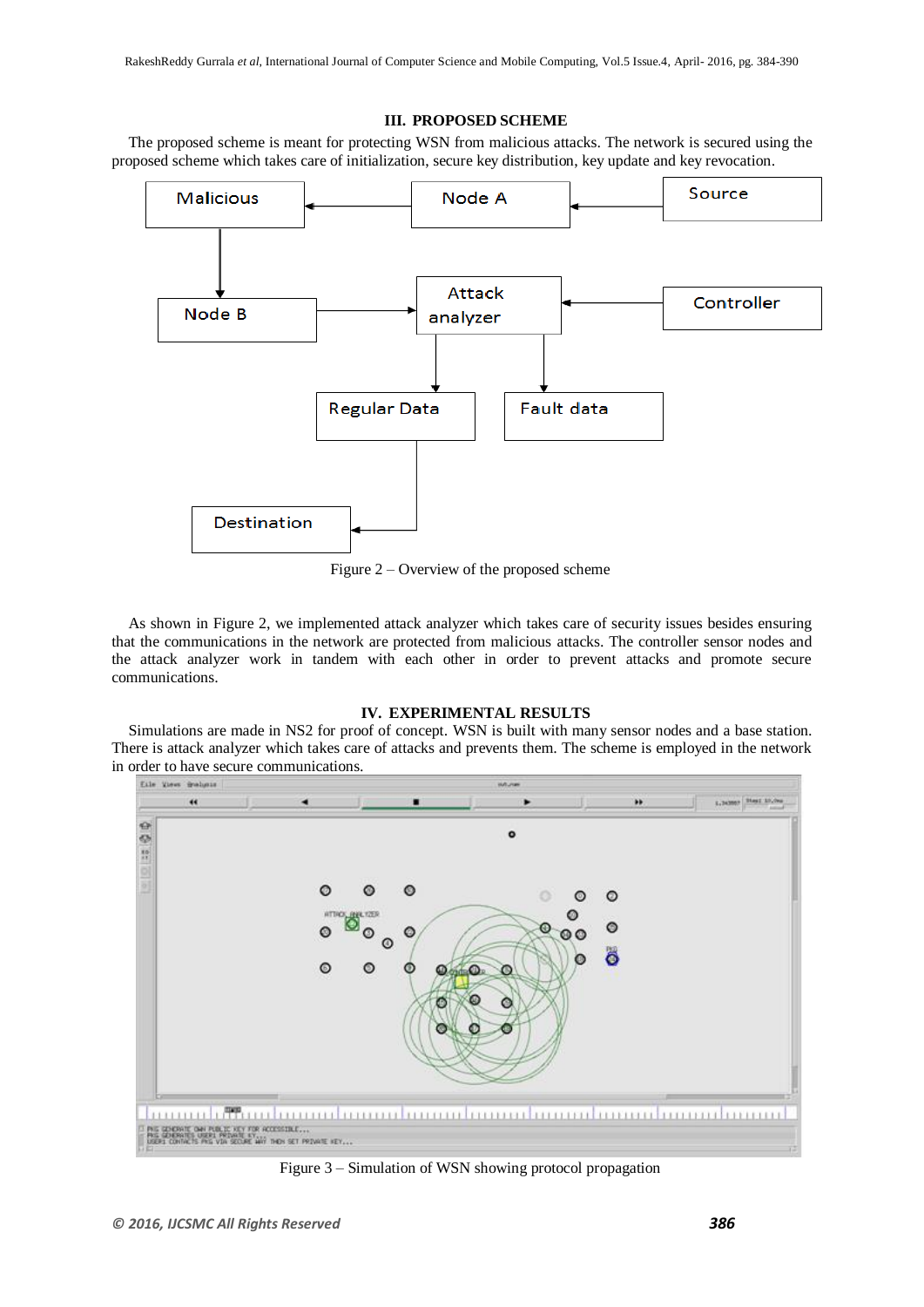## III. PROPOSED SCHEME

The proposed scheme is meant for protecting WSN from malicious attacks. The network is secured using the proposed scheme which takes care of initialization, secure key distribution, key update and key revocation.

Figure 2 – Overview of the proposed scheme

As shown in Figure 2, we implemented attack analyzer which takes care of security issues besides ensuring that the communications in the network are protected from malicious attacks. The controller sensor nodes and the attack analyzer work in tandem with each other in order to prevent attacks and promote secure communications.

## IV. EXPERIMENTAL RESULTS

Simulations are made in NS2 for proof of concept. WSN is built with many sensor nodes and a base station. There is attack analyzer which takes care of attacks and prevents them. The scheme is employed in the network in order to have secure communications.

Figure 3 – Simulation of WSN showing protocol propagation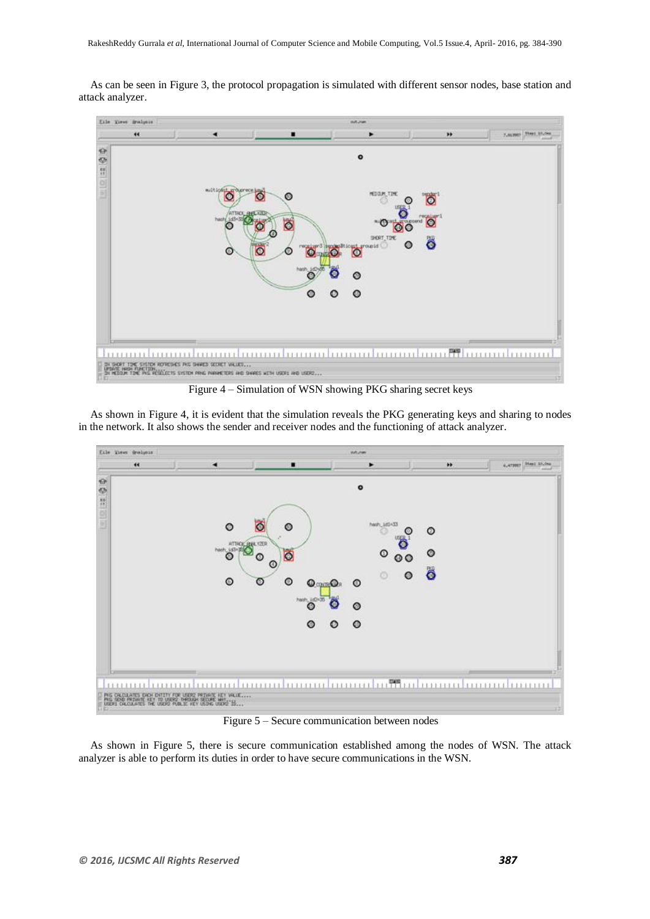As can be seen in Figure 3, the protocol propagation is simulated with different sensor nodes, base station and attack analyzer.

Figure 4 – Simulation of WSN showing PKG sharing secret keys

As shown in Figure 4, it is evident that the simulation reveals the PKG generating keys and sharing to nodes in the network. It also shows the sender and receiver nodes and the functioning of attack analyzer.

Figure 5 – Secure communication between nodes

As shown in Figure 5, there is secure communication established among the nodes of WSN. The attack analyzer is able to perform its duties in order to have secure communications in the WSN.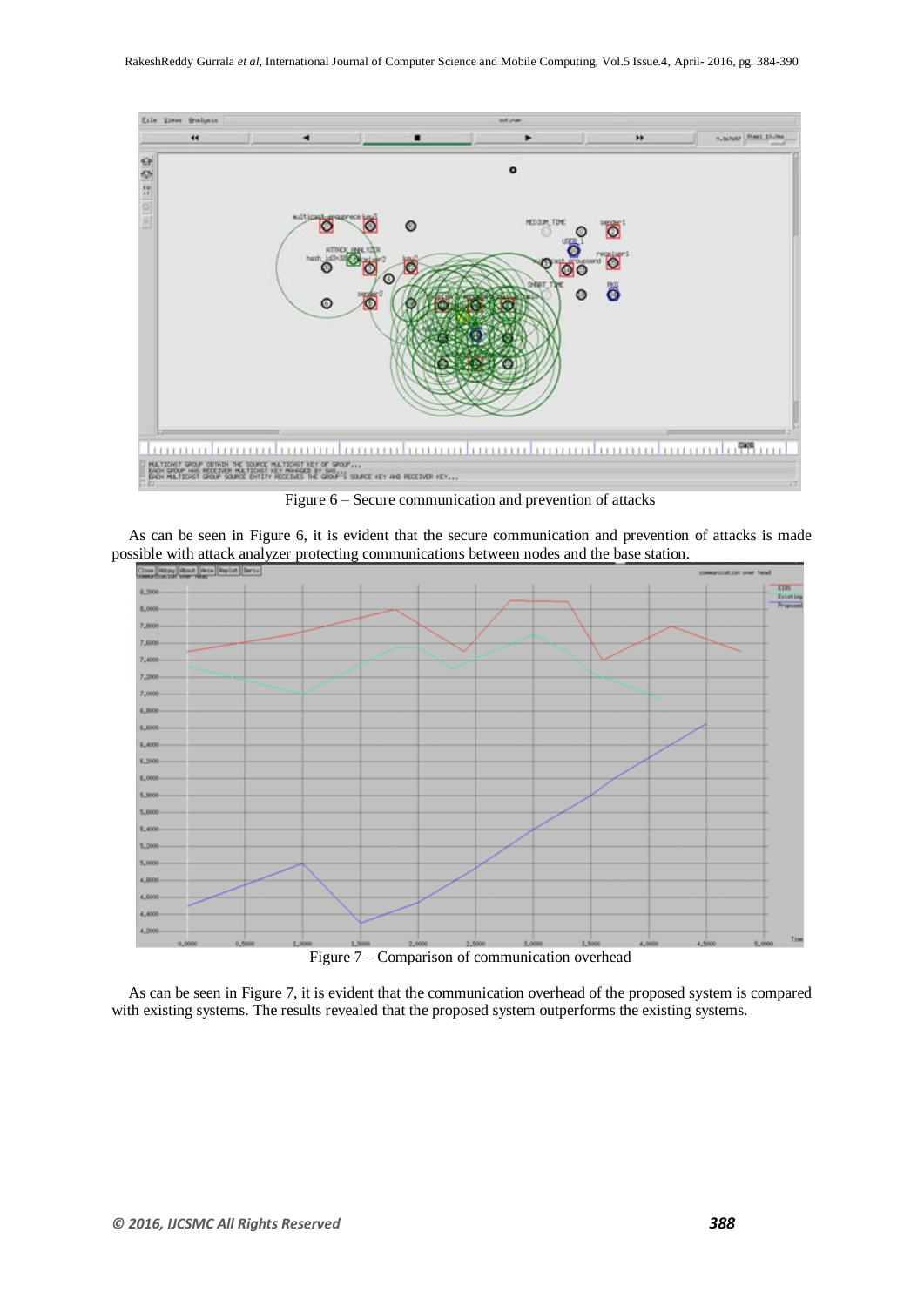Figure 6 – Secure communication and prevention of attacks

As can be seen in Figure 6, it is evident that the secure communication and prevention of attacks is made possible with attack analyzer protecting communications between nodes and the base station.

Figure 7 – Comparison of communication overhead

As can be seen in Figure 7, it is evident that the communication overhead of the proposed system is compared with existing systems. The results revealed that the proposed system outperforms the existing systems.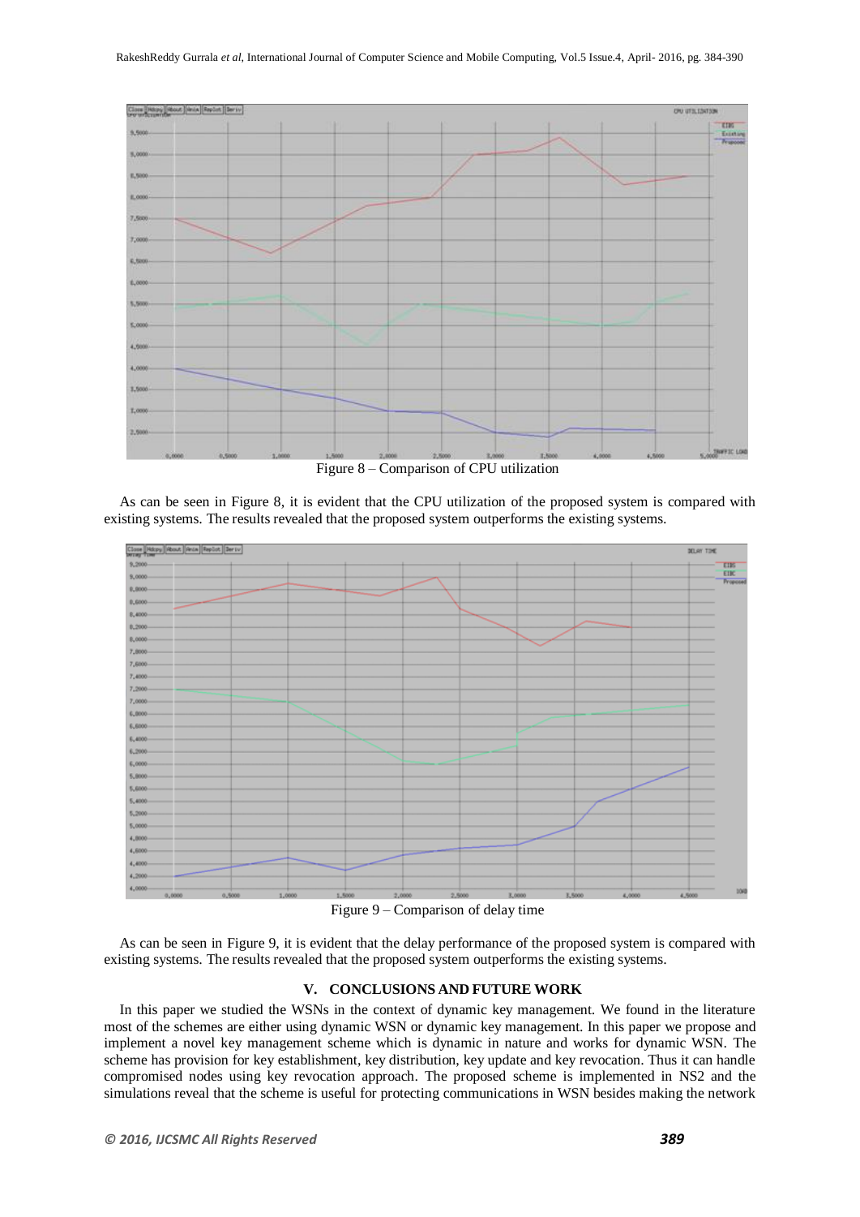Figure 8 – Comparison of CPU utilization

As can be seen in Figure 8, it is evident that the CPU utilization of the proposed system is compared with existing systems. The results revealed that the proposed system outperforms the existing systems.

Figure 9 – Comparison of delay time

As can be seen in Figure 9, it is evident that the delay performance of the proposed system is compared with existing systems. The results revealed that the proposed system outperforms the existing systems.

## V. CONCLUSIONS AND FUTURE WORK

In this paper we studied the WSNs in the context of dynamic key management. We found in the literature most of the schemes are either using dynamic WSN or dynamic key management. In this paper we propose and implement a novel key management scheme which is dynamic in nature and works for dynamic WSN. The scheme has provision for key establishment, key distribution, key update and key revocation. Thus it can handle compromised nodes using key revocation approach. The proposed scheme is implemented in NS2 and the simulations reveal that the scheme is useful for protecting communications in WSN besides making the network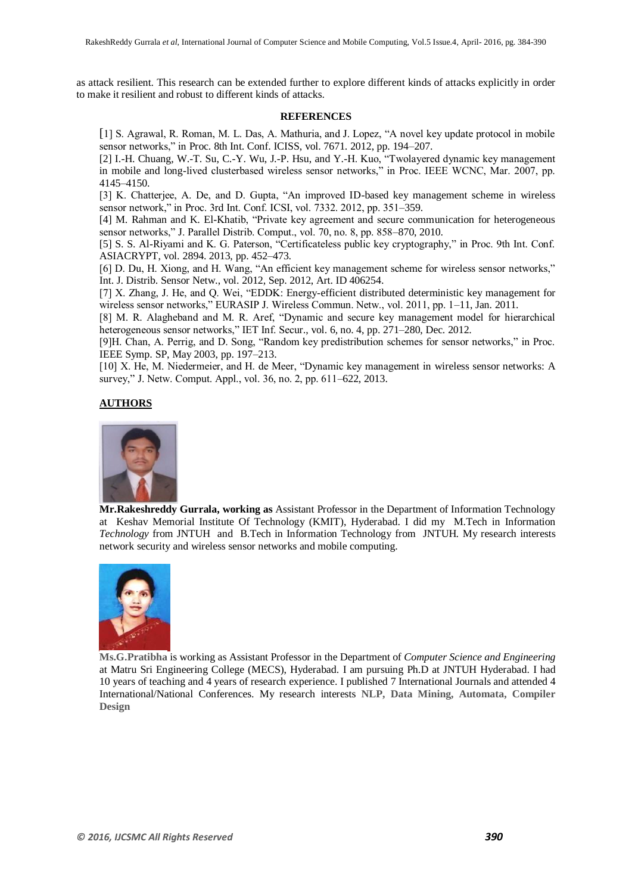as attack resilient. This research can be extended further to explore different kinds of attacks explicitly in order to make it resilient and robust to different kinds of attacks.

## REFERENCES

[1] S. Agrawal, R. Roman, M. L. Das, A. Mathuria, and J. Lopez, "A novel key update protocol in mobile sensor networks," in Proc. 8th Int. Conf. ICISS, vol. 7671. 2012, pp. 194–207.

[2] I.-H. Chuang, W.-T. Su, C.-Y. Wu, J.-P. Hsu, and Y.-H. Kuo, "Twolayered dynamic key management in mobile and long-lived clusterbased wireless sensor networks," in Proc. IEEE WCNC, Mar. 2007, pp. 4145–4150.

[3] K. Chatterjee, A. De, and D. Gupta, "An improved ID-based key management scheme in wireless sensor network," in Proc. 3rd Int. Conf. ICSI, vol. 7332. 2012, pp. 351–359.

[4] M. Rahman and K. El-Khatib, "Private key agreement and secure communication for heterogeneous sensor networks," J. Parallel Distrib. Comput., vol. 70, no. 8, pp. 858–870, 2010.

[5] S. S. Al-Riyami and K. G. Paterson, "Certificateless public key cryptography," in Proc. 9th Int. Conf. ASIACRYPT, vol. 2894. 2013, pp. 452–473.

[6] D. Du, H. Xiong, and H. Wang, "An efficient key management scheme for wireless sensor networks," Int. J. Distrib. Sensor Netw., vol. 2012, Sep. 2012, Art. ID 406254.

[7] X. Zhang, J. He, and Q. Wei, "EDDK: Energy-efficient distributed deterministic key management for wireless sensor networks," EURASIP J. Wireless Commun. Netw., vol. 2011, pp. 1–11, Jan. 2011.

[8] M. R. Alagheband and M. R. Aref, "Dynamic and secure key management model for hierarchical heterogeneous sensor networks," IET Inf. Secur., vol. 6, no. 4, pp. 271–280, Dec. 2012.

[9]H. Chan, A. Perrig, and D. Song, "Random key predistribution schemes for sensor networks," in Proc. IEEE Symp. SP, May 2003, pp. 197–213.

[10] X. He, M. Niedermeier, and H. de Meer, "Dynamic key management in wireless sensor networks: A survey," J. Netw. Comput. Appl., vol. 36, no. 2, pp. 611–622, 2013.

## AUTHORS

**Mr.Rakeshreddy Gurrala, working as** Assistant Professor in the Department of Information Technology at Keshav Memorial Institute Of Technology (KMIT), Hyderabad. I did my M.Tech in Information *Technology* from JNTUH and B.Tech in Information Technology from JNTUH. My research interests network security and wireless sensor networks and mobile computing.

**Ms.G.Pratibha** is working as Assistant Professor in the Department of *Computer Science and Engineering* at Matru Sri Engineering College (MECS), Hyderabad. I am pursuing Ph.D at JNTUH Hyderabad. I had 10 years of teaching and 4 years of research experience. I published 7 International Journals and attended 4 International/National Conferences. My research interests **NLP, Data Mining, Automata, Compiler Design**